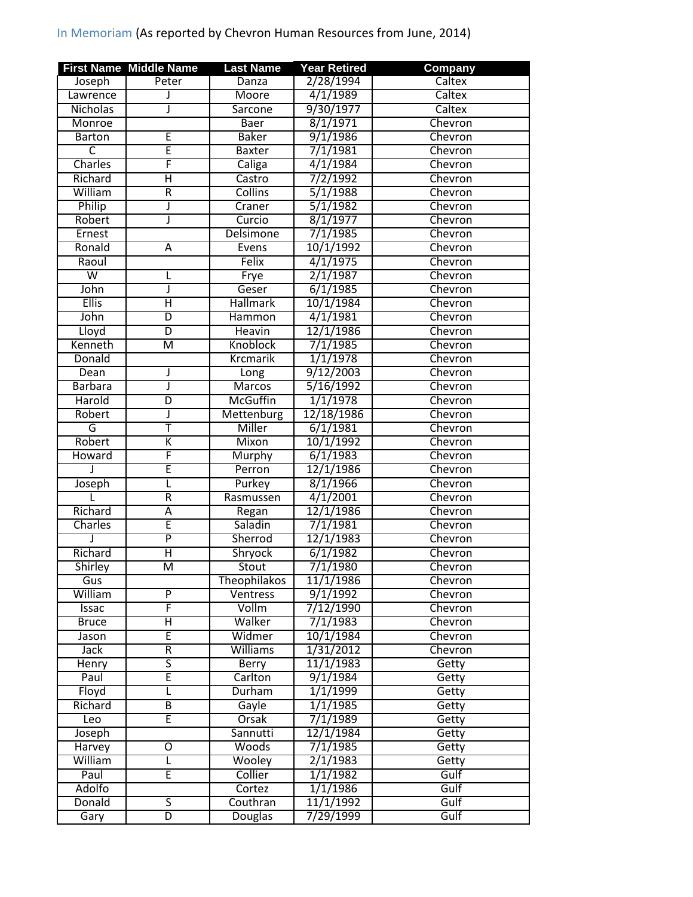In Memoriam (As reported by Chevron Human Resources from June, 2014)

| First Name | Middle Name | Last Name | Year Retired | Company |
|---|---|---|---|---|
| Joseph | Peter | Danza | 2/28/1994 | Caltex |
| Lawrence | J | Moore | 4/1/1989 | Caltex |
| Nicholas | J | Sarcone | 9/30/1977 | Caltex |
| Monroe | | Baer | 8/1/1971 | Chevron |
| Barton | E | Baker | 9/1/1986 | Chevron |
| C | E | Baxter | 7/1/1981 | Chevron |
| Charles | F | Caliga | 4/1/1984 | Chevron |
| Richard | H | Castro | 7/2/1992 | Chevron |
| William | R | Collins | 5/1/1988 | Chevron |
| Philip | J | Craner | 5/1/1982 | Chevron |
| Robert | J | Curcio | 8/1/1977 | Chevron |
| Ernest | | Delsimone | 7/1/1985 | Chevron |
| Ronald | A | Evens | 10/1/1992 | Chevron |
| Raoul | | Felix | 4/1/1975 | Chevron |
| W | L | Frye | 2/1/1987 | Chevron |
| John | J | Geser | 6/1/1985 | Chevron |
| Ellis | H | Hallmark | 10/1/1984 | Chevron |
| John | D | Hammon | 4/1/1981 | Chevron |
| Lloyd | D | Heavin | 12/1/1986 | Chevron |
| Kenneth | M | Knoblock | 7/1/1985 | Chevron |
| Donald | | Krcmarik | 1/1/1978 | Chevron |
| Dean | J | Long | 9/12/2003 | Chevron |
| Barbara | J | Marcos | 5/16/1992 | Chevron |
| Harold | D | McGuffin | 1/1/1978 | Chevron |
| Robert | J | Mettenburg | 12/18/1986 | Chevron |
| G | T | Miller | 6/1/1981 | Chevron |
| Robert | K | Mixon | 10/1/1992 | Chevron |
| Howard | F | Murphy | 6/1/1983 | Chevron |
| J | E | Perron | 12/1/1986 | Chevron |
| Joseph | L | Purkey | 8/1/1966 | Chevron |
| L | R | Rasmussen | 4/1/2001 | Chevron |
| Richard | A | Regan | 12/1/1986 | Chevron |
| Charles | E | Saladin | 7/1/1981 | Chevron |
| J | P | Sherrod | 12/1/1983 | Chevron |
| Richard | H | Shryock | 6/1/1982 | Chevron |
| Shirley | M | Stout | 7/1/1980 | Chevron |
| Gus | | Theophilakos | 11/1/1986 | Chevron |
| William | P | Ventress | 9/1/1992 | Chevron |
| Issac | F | Vollm | 7/12/1990 | Chevron |
| Bruce | H | Walker | 7/1/1983 | Chevron |
| Jason | E | Widmer | 10/1/1984 | Chevron |
| Jack | R | Williams | 1/31/2012 | Chevron |
| Henry | S | Berry | 11/1/1983 | Getty |
| Paul | E | Carlton | 9/1/1984 | Getty |
| Floyd | L | Durham | 1/1/1999 | Getty |
| Richard | B | Gayle | 1/1/1985 | Getty |
| Leo | E | Orsak | 7/1/1989 | Getty |
| Joseph | | Sannutti | 12/1/1984 | Getty |
| Harvey | O | Woods | 7/1/1985 | Getty |
| William | L | Wooley | 2/1/1983 | Getty |
| Paul | E | Collier | 1/1/1982 | Gulf |
| Adolfo | | Cortez | 1/1/1986 | Gulf |
| Donald | S | Couthran | 11/1/1992 | Gulf |
| Gary | D | Douglas | 7/29/1999 | Gulf |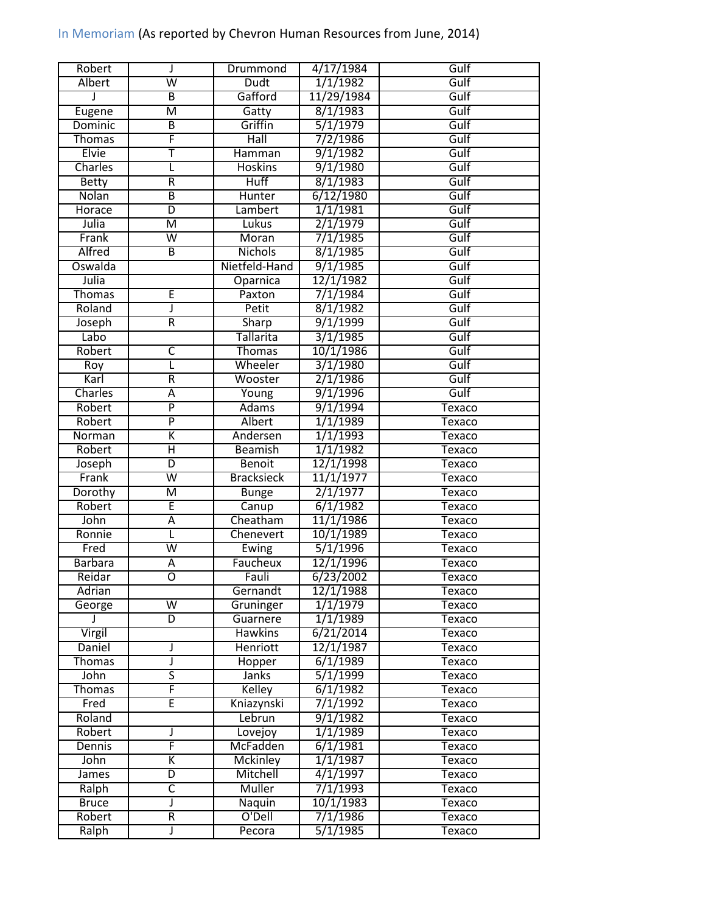In Memoriam (As reported by Chevron Human Resources from June, 2014)

| | | | | |
|---|---|---|---|---|
| Robert | J | Drummond | 4/17/1984 | Gulf |
| Albert | W | Dudt | 1/1/1982 | Gulf |
| J | B | Gafford | 11/29/1984 | Gulf |
| Eugene | M | Gatty | 8/1/1983 | Gulf |
| Dominic | B | Griffin | 5/1/1979 | Gulf |
| Thomas | F | Hall | 7/2/1986 | Gulf |
| Elvie | T | Hamman | 9/1/1982 | Gulf |
| Charles | L | Hoskins | 9/1/1980 | Gulf |
| Betty | R | Huff | 8/1/1983 | Gulf |
| Nolan | B | Hunter | 6/12/1980 | Gulf |
| Horace | D | Lambert | 1/1/1981 | Gulf |
| Julia | M | Lukus | 2/1/1979 | Gulf |
| Frank | W | Moran | 7/1/1985 | Gulf |
| Alfred | B | Nichols | 8/1/1985 | Gulf |
| Oswalda | | Nietfeld-Hand | 9/1/1985 | Gulf |
| Julia | | Oparnica | 12/1/1982 | Gulf |
| Thomas | E | Paxton | 7/1/1984 | Gulf |
| Roland | J | Petit | 8/1/1982 | Gulf |
| Joseph | R | Sharp | 9/1/1999 | Gulf |
| Labo | | Tallarita | 3/1/1985 | Gulf |
| Robert | C | Thomas | 10/1/1986 | Gulf |
| Roy | L | Wheeler | 3/1/1980 | Gulf |
| Karl | R | Wooster | 2/1/1986 | Gulf |
| Charles | A | Young | 9/1/1996 | Gulf |
| Robert | P | Adams | 9/1/1994 | Texaco |
| Robert | P | Albert | 1/1/1989 | Texaco |
| Norman | K | Andersen | 1/1/1993 | Texaco |
| Robert | H | Beamish | 1/1/1982 | Texaco |
| Joseph | D | Benoit | 12/1/1998 | Texaco |
| Frank | W | Bracksieck | 11/1/1977 | Texaco |
| Dorothy | M | Bunge | 2/1/1977 | Texaco |
| Robert | E | Canup | 6/1/1982 | Texaco |
| John | A | Cheatham | 11/1/1986 | Texaco |
| Ronnie | L | Chenevert | 10/1/1989 | Texaco |
| Fred | W | Ewing | 5/1/1996 | Texaco |
| Barbara | A | Faucheux | 12/1/1996 | Texaco |
| Reidar | O | Fauli | 6/23/2002 | Texaco |
| Adrian | | Gernandt | 12/1/1988 | Texaco |
| George | W | Gruninger | 1/1/1979 | Texaco |
| J | D | Guarnere | 1/1/1989 | Texaco |
| Virgil | | Hawkins | 6/21/2014 | Texaco |
| Daniel | J | Henriott | 12/1/1987 | Texaco |
| Thomas | J | Hopper | 6/1/1989 | Texaco |
| John | S | Janks | 5/1/1999 | Texaco |
| Thomas | F | Kelley | 6/1/1982 | Texaco |
| Fred | E | Kniazynski | 7/1/1992 | Texaco |
| Roland | | Lebrun | 9/1/1982 | Texaco |
| Robert | J | Lovejoy | 1/1/1989 | Texaco |
| Dennis | F | McFadden | 6/1/1981 | Texaco |
| John | K | Mckinley | 1/1/1987 | Texaco |
| James | D | Mitchell | 4/1/1997 | Texaco |
| Ralph | C | Muller | 7/1/1993 | Texaco |
| Bruce | J | Naquin | 10/1/1983 | Texaco |
| Robert | R | O'Dell | 7/1/1986 | Texaco |
| Ralph | J | Pecora | 5/1/1985 | Texaco |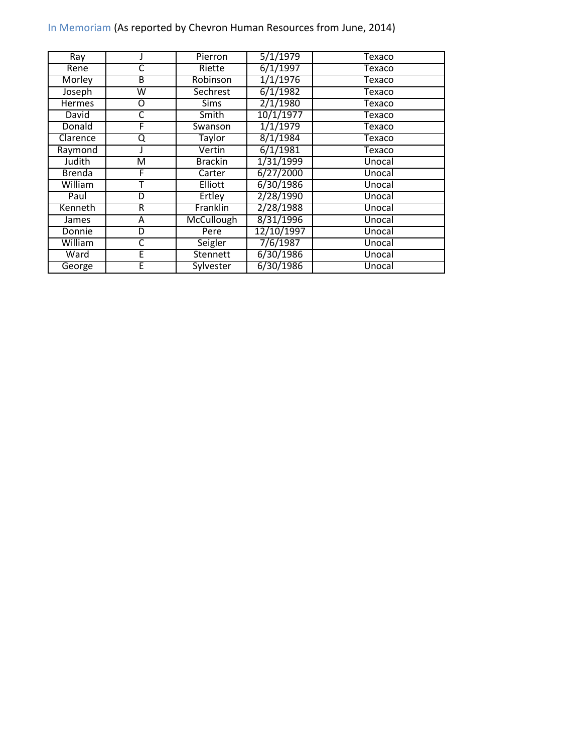In Memoriam (As reported by Chevron Human Resources from June, 2014)

| | | | | |
|---|---|---|---|---|
| Ray | J | Pierron | 5/1/1979 | Texaco |
| Rene | C | Riette | 6/1/1997 | Texaco |
| Morley | B | Robinson | 1/1/1976 | Texaco |
| Joseph | W | Sechrest | 6/1/1982 | Texaco |
| Hermes | O | Sims | 2/1/1980 | Texaco |
| David | C | Smith | 10/1/1977 | Texaco |
| Donald | F | Swanson | 1/1/1979 | Texaco |
| Clarence | Q | Taylor | 8/1/1984 | Texaco |
| Raymond | J | Vertin | 6/1/1981 | Texaco |
| Judith | M | Brackin | 1/31/1999 | Unocal |
| Brenda | F | Carter | 6/27/2000 | Unocal |
| William | T | Elliott | 6/30/1986 | Unocal |
| Paul | D | Ertley | 2/28/1990 | Unocal |
| Kenneth | R | Franklin | 2/28/1988 | Unocal |
| James | A | McCullough | 8/31/1996 | Unocal |
| Donnie | D | Pere | 12/10/1997 | Unocal |
| William | C | Seigler | 7/6/1987 | Unocal |
| Ward | E | Stennett | 6/30/1986 | Unocal |
| George | E | Sylvester | 6/30/1986 | Unocal |